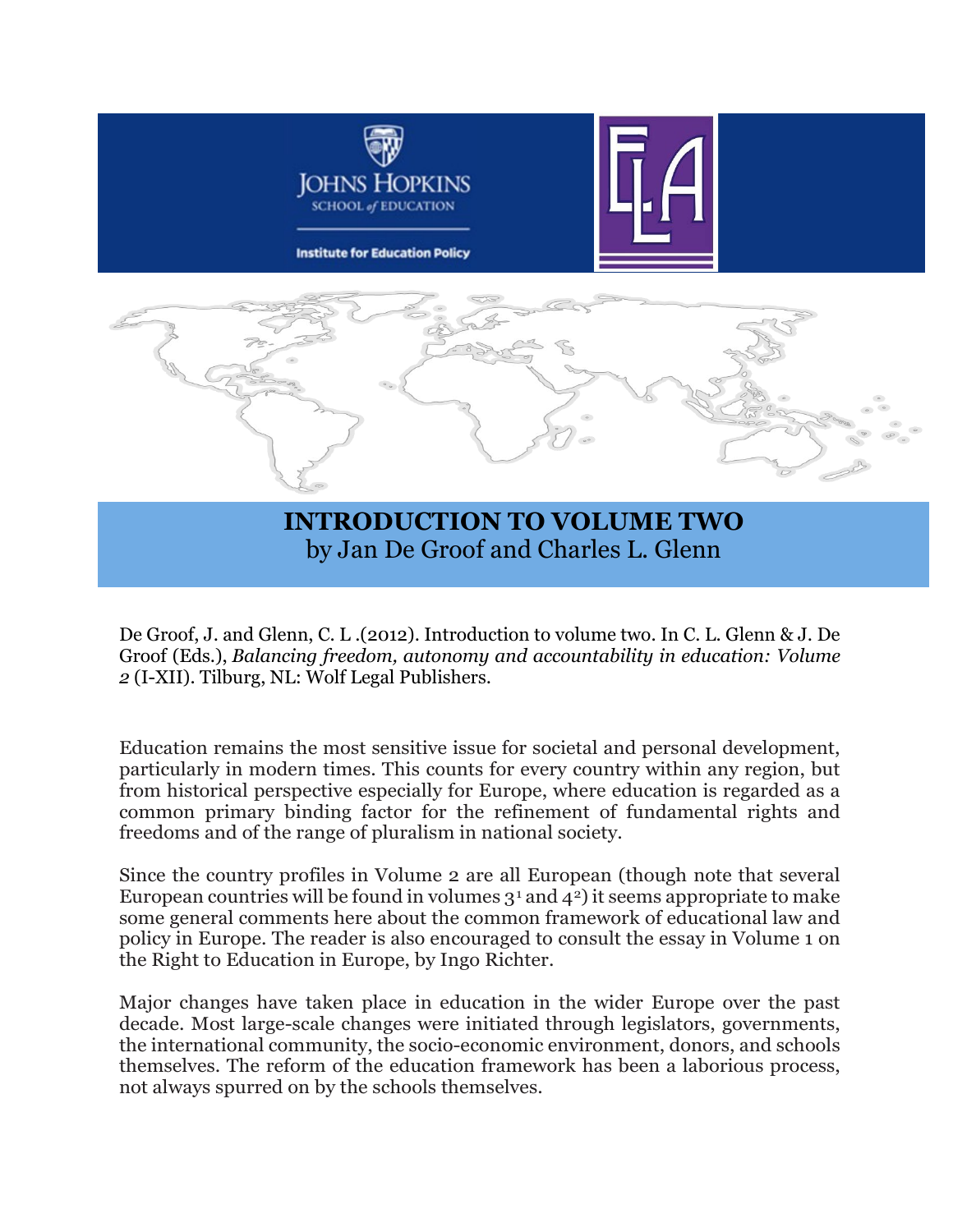# INTRODUCTION TO VOLUME TWO

by Jan De Groof and Charles L. Glenn

De Groof, J. and Glenn, C. L .(2012). Introduction to volume two. In C. L. Glenn & J. De Groof (Eds.), *Balancing freedom, autonomy and accountability in education: Volume 2* (I-XII). Tilburg, NL: Wolf Legal Publishers.

Education remains the most sensitive issue for societal and personal development, particularly in modern times. This counts for every country within any region, but from historical perspective especially for Europe, where education is regarded as a common primary binding factor for the refinement of fundamental rights and freedoms and of the range of pluralism in national society.

Since the country profiles in Volume 2 are all European (though note that several European countries will be found in volumes 3[1] and 4[2]) it seems appropriate to make some general comments here about the common framework of educational law and policy in Europe. The reader is also encouraged to consult the essay in Volume 1 on the Right to Education in Europe, by Ingo Richter.

Major changes have taken place in education in the wider Europe over the past decade. Most large-scale changes were initiated through legislators, governments, the international community, the socio-economic environment, donors, and schools themselves. The reform of the education framework has been a laborious process, not always spurred on by the schools themselves.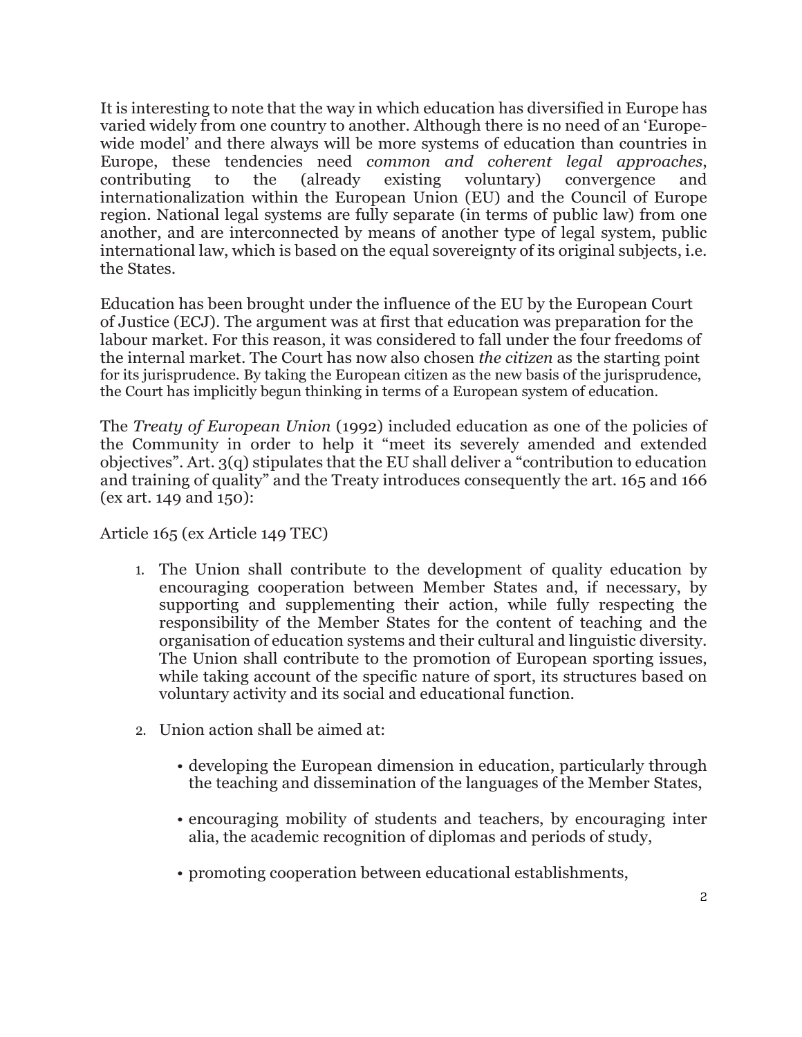It is interesting to note that the way in which education has diversified in Europe has varied widely from one country to another. Although there is no need of an 'Europe-wide model' and there always will be more systems of education than countries in Europe, these tendencies need *common and coherent legal approaches*, contributing to the (already existing voluntary) convergence and internationalization within the European Union (EU) and the Council of Europe region. National legal systems are fully separate (in terms of public law) from one another, and are interconnected by means of another type of legal system, public international law, which is based on the equal sovereignty of its original subjects, i.e. the States.

Education has been brought under the influence of the EU by the European Court of Justice (ECJ). The argument was at first that education was preparation for the labour market. For this reason, it was considered to fall under the four freedoms of the internal market. The Court has now also chosen *the citizen* as the starting point for its jurisprudence. By taking the European citizen as the new basis of the jurisprudence, the Court has implicitly begun thinking in terms of a European system of education.

The *Treaty of European Union* (1992) included education as one of the policies of the Community in order to help it "meet its severely amended and extended objectives". Art. 3(q) stipulates that the EU shall deliver a "contribution to education and training of quality" and the Treaty introduces consequently the art. 165 and 166 (ex art. 149 and 150):

Article 165 (ex Article 149 TEC)

1. The Union shall contribute to the development of quality education by encouraging cooperation between Member States and, if necessary, by supporting and supplementing their action, while fully respecting the responsibility of the Member States for the content of teaching and the organisation of education systems and their cultural and linguistic diversity. The Union shall contribute to the promotion of European sporting issues, while taking account of the specific nature of sport, its structures based on voluntary activity and its social and educational function.

2. Union action shall be aimed at:

   - developing the European dimension in education, particularly through the teaching and dissemination of the languages of the Member States,

   - encouraging mobility of students and teachers, by encouraging inter alia, the academic recognition of diplomas and periods of study,

   - promoting cooperation between educational establishments,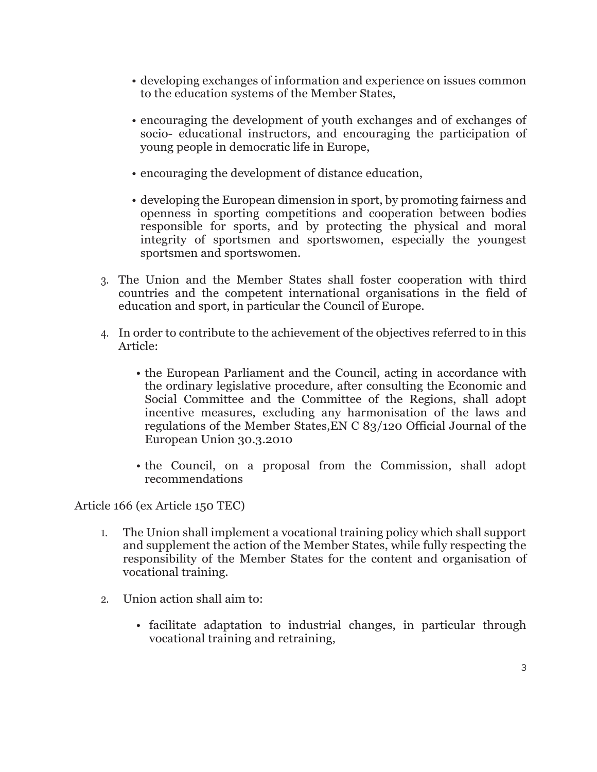- developing exchanges of information and experience on issues common to the education systems of the Member States,

- encouraging the development of youth exchanges and of exchanges of socio- educational instructors, and encouraging the participation of young people in democratic life in Europe,

- encouraging the development of distance education,

- developing the European dimension in sport, by promoting fairness and openness in sporting competitions and cooperation between bodies responsible for sports, and by protecting the physical and moral integrity of sportsmen and sportswomen, especially the youngest sportsmen and sportswomen.

3. The Union and the Member States shall foster cooperation with third countries and the competent international organisations in the field of education and sport, in particular the Council of Europe.

4. In order to contribute to the achievement of the objectives referred to in this Article:

   - the European Parliament and the Council, acting in accordance with the ordinary legislative procedure, after consulting the Economic and Social Committee and the Committee of the Regions, shall adopt incentive measures, excluding any harmonisation of the laws and regulations of the Member States,EN C 83/120 Official Journal of the European Union 30.3.2010

   - the Council, on a proposal from the Commission, shall adopt recommendations

Article 166 (ex Article 150 TEC)

1. The Union shall implement a vocational training policy which shall support and supplement the action of the Member States, while fully respecting the responsibility of the Member States for the content and organisation of vocational training.

2. Union action shall aim to:

   - facilitate adaptation to industrial changes, in particular through vocational training and retraining,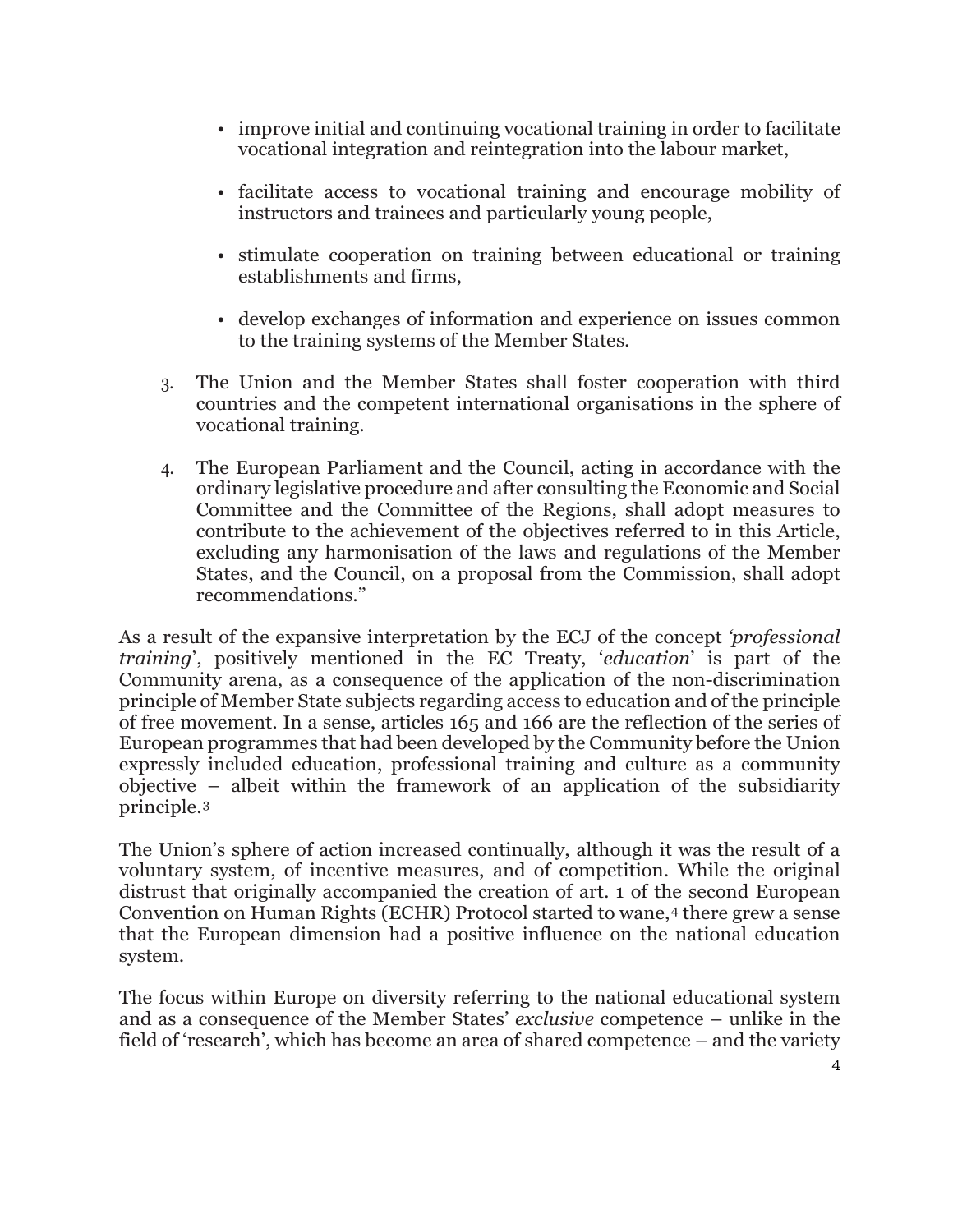- improve initial and continuing vocational training in order to facilitate vocational integration and reintegration into the labour market,

- facilitate access to vocational training and encourage mobility of instructors and trainees and particularly young people,

- stimulate cooperation on training between educational or training establishments and firms,

- develop exchanges of information and experience on issues common to the training systems of the Member States.

3. The Union and the Member States shall foster cooperation with third countries and the competent international organisations in the sphere of vocational training.

4. The European Parliament and the Council, acting in accordance with the ordinary legislative procedure and after consulting the Economic and Social Committee and the Committee of the Regions, shall adopt measures to contribute to the achievement of the objectives referred to in this Article, excluding any harmonisation of the laws and regulations of the Member States, and the Council, on a proposal from the Commission, shall adopt recommendations."

As a result of the expansive interpretation by the ECJ of the concept *'professional training'*, positively mentioned in the EC Treaty, '*education*' is part of the Community arena, as a consequence of the application of the non-discrimination principle of Member State subjects regarding access to education and of the principle of free movement. In a sense, articles 165 and 166 are the reflection of the series of European programmes that had been developed by the Community before the Union expressly included education, professional training and culture as a community objective – albeit within the framework of an application of the subsidiarity principle.[3]

The Union's sphere of action increased continually, although it was the result of a voluntary system, of incentive measures, and of competition. While the original distrust that originally accompanied the creation of art. 1 of the second European Convention on Human Rights (ECHR) Protocol started to wane,[4] there grew a sense that the European dimension had a positive influence on the national education system.

The focus within Europe on diversity referring to the national educational system and as a consequence of the Member States' *exclusive* competence – unlike in the field of 'research', which has become an area of shared competence – and the variety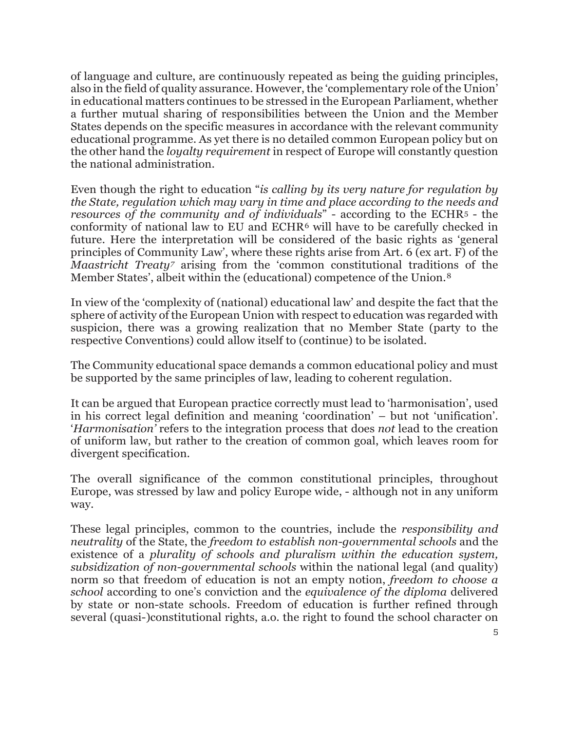of language and culture, are continuously repeated as being the guiding principles, also in the field of quality assurance. However, the 'complementary role of the Union' in educational matters continues to be stressed in the European Parliament, whether a further mutual sharing of responsibilities between the Union and the Member States depends on the specific measures in accordance with the relevant community educational programme. As yet there is no detailed common European policy but on the other hand the *loyalty requirement* in respect of Europe will constantly question the national administration.

Even though the right to education "*is calling by its very nature for regulation by the State, regulation which may vary in time and place according to the needs and resources of the community and of individuals*" - according to the ECHR[5] - the conformity of national law to EU and ECHR[6] will have to be carefully checked in future. Here the interpretation will be considered of the basic rights as 'general principles of Community Law', where these rights arise from Art. 6 (ex art. F) of the *Maastricht Treaty*[7] arising from the 'common constitutional traditions of the Member States', albeit within the (educational) competence of the Union.[8]

In view of the 'complexity of (national) educational law' and despite the fact that the sphere of activity of the European Union with respect to education was regarded with suspicion, there was a growing realization that no Member State (party to the respective Conventions) could allow itself to (continue) to be isolated.

The Community educational space demands a common educational policy and must be supported by the same principles of law, leading to coherent regulation.

It can be argued that European practice correctly must lead to 'harmonisation', used in his correct legal definition and meaning 'coordination' – but not 'unification'. '*Harmonisation*' refers to the integration process that does *not* lead to the creation of uniform law, but rather to the creation of common goal, which leaves room for divergent specification.

The overall significance of the common constitutional principles, throughout Europe, was stressed by law and policy Europe wide, - although not in any uniform way.

These legal principles, common to the countries, include the *responsibility and neutrality* of the State, the *freedom to establish non-governmental schools* and the existence of a *plurality of schools and pluralism within the education system, subsidization of non-governmental schools* within the national legal (and quality) norm so that freedom of education is not an empty notion, *freedom to choose a school* according to one's conviction and the *equivalence of the diploma* delivered by state or non-state schools. Freedom of education is further refined through several (quasi-)constitutional rights, a.o. the right to found the school character on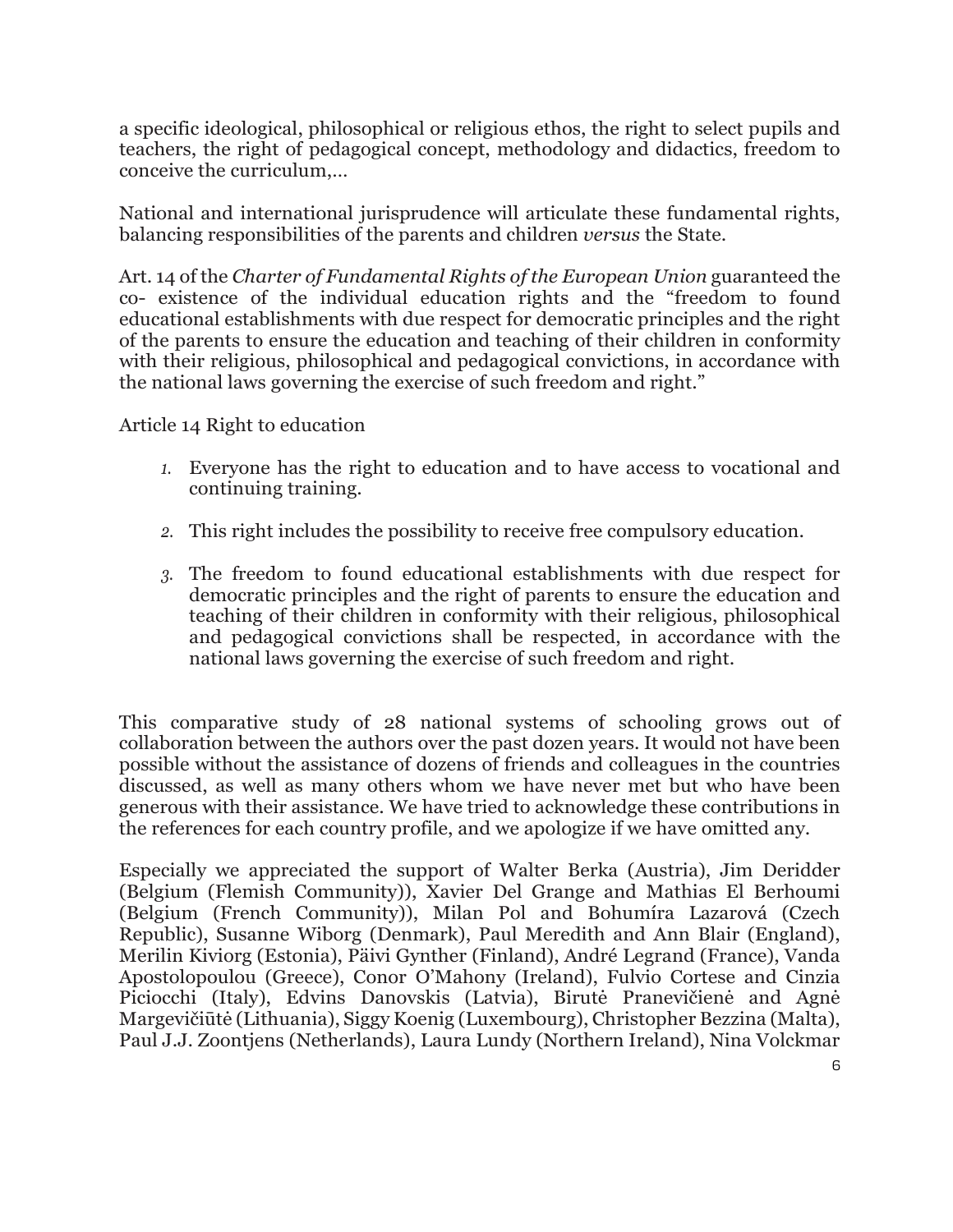a specific ideological, philosophical or religious ethos, the right to select pupils and teachers, the right of pedagogical concept, methodology and didactics, freedom to conceive the curriculum,...

National and international jurisprudence will articulate these fundamental rights, balancing responsibilities of the parents and children *versus* the State.

Art. 14 of the *Charter of Fundamental Rights of the European Union* guaranteed the co- existence of the individual education rights and the "freedom to found educational establishments with due respect for democratic principles and the right of the parents to ensure the education and teaching of their children in conformity with their religious, philosophical and pedagogical convictions, in accordance with the national laws governing the exercise of such freedom and right."

Article 14 Right to education

1. Everyone has the right to education and to have access to vocational and continuing training.

2. This right includes the possibility to receive free compulsory education.

3. The freedom to found educational establishments with due respect for democratic principles and the right of parents to ensure the education and teaching of their children in conformity with their religious, philosophical and pedagogical convictions shall be respected, in accordance with the national laws governing the exercise of such freedom and right.

This comparative study of 28 national systems of schooling grows out of collaboration between the authors over the past dozen years. It would not have been possible without the assistance of dozens of friends and colleagues in the countries discussed, as well as many others whom we have never met but who have been generous with their assistance. We have tried to acknowledge these contributions in the references for each country profile, and we apologize if we have omitted any.

Especially we appreciated the support of Walter Berka (Austria), Jim Deridder (Belgium (Flemish Community)), Xavier Del Grange and Mathias El Berhoumi (Belgium (French Community)), Milan Pol and Bohumíra Lazarová (Czech Republic), Susanne Wiborg (Denmark), Paul Meredith and Ann Blair (England), Merilin Kiviorg (Estonia), Päivi Gynther (Finland), André Legrand (France), Vanda Apostolopoulou (Greece), Conor O'Mahony (Ireland), Fulvio Cortese and Cinzia Piciocchi (Italy), Edvins Danovskis (Latvia), Birutė Pranevičienė and Agnė Margevičiūtė (Lithuania), Siggy Koenig (Luxembourg), Christopher Bezzina (Malta), Paul J.J. Zoontjens (Netherlands), Laura Lundy (Northern Ireland), Nina Volckmar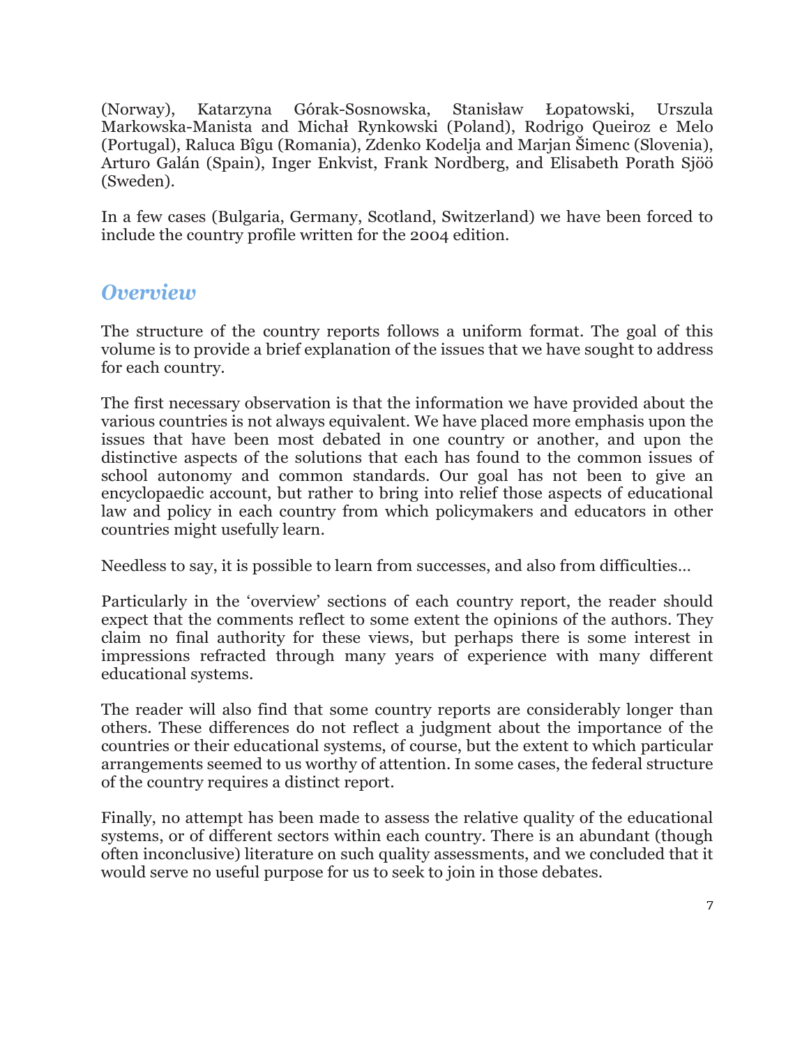(Norway), Katarzyna Górak-Sosnowska, Stanisław Łopatowski, Urszula Markowska-Manista and Michał Rynkowski (Poland), Rodrigo Queiroz e Melo (Portugal), Raluca Bîgu (Romania), Zdenko Kodelja and Marjan Šimenc (Slovenia), Arturo Galán (Spain), Inger Enkvist, Frank Nordberg, and Elisabeth Porath Sjöö (Sweden).

In a few cases (Bulgaria, Germany, Scotland, Switzerland) we have been forced to include the country profile written for the 2004 edition.

## *Overview*

The structure of the country reports follows a uniform format. The goal of this volume is to provide a brief explanation of the issues that we have sought to address for each country.

The first necessary observation is that the information we have provided about the various countries is not always equivalent. We have placed more emphasis upon the issues that have been most debated in one country or another, and upon the distinctive aspects of the solutions that each has found to the common issues of school autonomy and common standards. Our goal has not been to give an encyclopaedic account, but rather to bring into relief those aspects of educational law and policy in each country from which policymakers and educators in other countries might usefully learn.

Needless to say, it is possible to learn from successes, and also from difficulties…

Particularly in the 'overview' sections of each country report, the reader should expect that the comments reflect to some extent the opinions of the authors. They claim no final authority for these views, but perhaps there is some interest in impressions refracted through many years of experience with many different educational systems.

The reader will also find that some country reports are considerably longer than others. These differences do not reflect a judgment about the importance of the countries or their educational systems, of course, but the extent to which particular arrangements seemed to us worthy of attention. In some cases, the federal structure of the country requires a distinct report.

Finally, no attempt has been made to assess the relative quality of the educational systems, or of different sectors within each country. There is an abundant (though often inconclusive) literature on such quality assessments, and we concluded that it would serve no useful purpose for us to seek to join in those debates.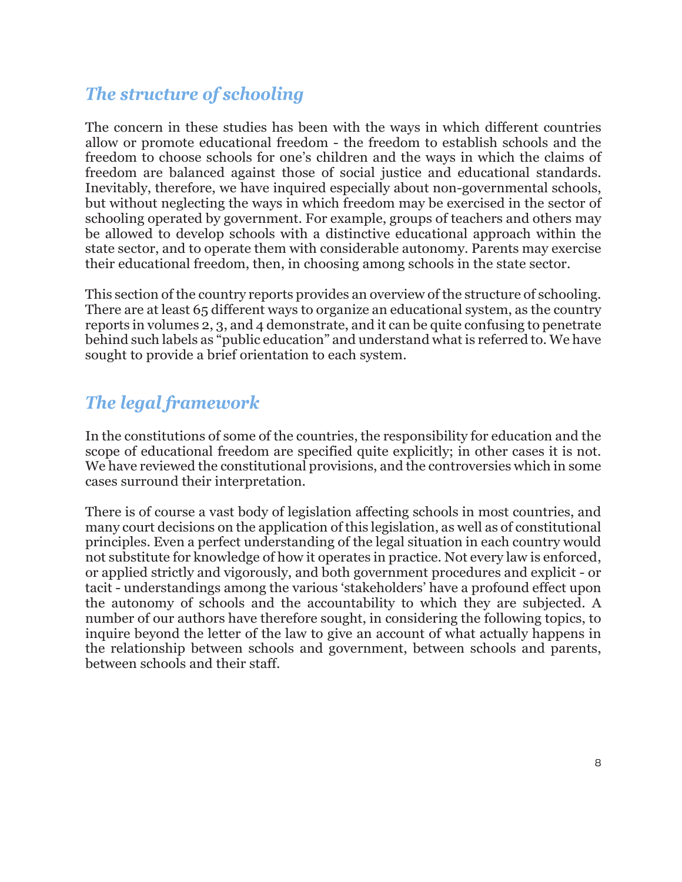## *The structure of schooling*

The concern in these studies has been with the ways in which different countries allow or promote educational freedom - the freedom to establish schools and the freedom to choose schools for one's children and the ways in which the claims of freedom are balanced against those of social justice and educational standards. Inevitably, therefore, we have inquired especially about non-governmental schools, but without neglecting the ways in which freedom may be exercised in the sector of schooling operated by government. For example, groups of teachers and others may be allowed to develop schools with a distinctive educational approach within the state sector, and to operate them with considerable autonomy. Parents may exercise their educational freedom, then, in choosing among schools in the state sector.

This section of the country reports provides an overview of the structure of schooling. There are at least 65 different ways to organize an educational system, as the country reports in volumes 2, 3, and 4 demonstrate, and it can be quite confusing to penetrate behind such labels as "public education" and understand what is referred to. We have sought to provide a brief orientation to each system.

## *The legal framework*

In the constitutions of some of the countries, the responsibility for education and the scope of educational freedom are specified quite explicitly; in other cases it is not. We have reviewed the constitutional provisions, and the controversies which in some cases surround their interpretation.

There is of course a vast body of legislation affecting schools in most countries, and many court decisions on the application of this legislation, as well as of constitutional principles. Even a perfect understanding of the legal situation in each country would not substitute for knowledge of how it operates in practice. Not every law is enforced, or applied strictly and vigorously, and both government procedures and explicit - or tacit - understandings among the various 'stakeholders' have a profound effect upon the autonomy of schools and the accountability to which they are subjected. A number of our authors have therefore sought, in considering the following topics, to inquire beyond the letter of the law to give an account of what actually happens in the relationship between schools and government, between schools and parents, between schools and their staff.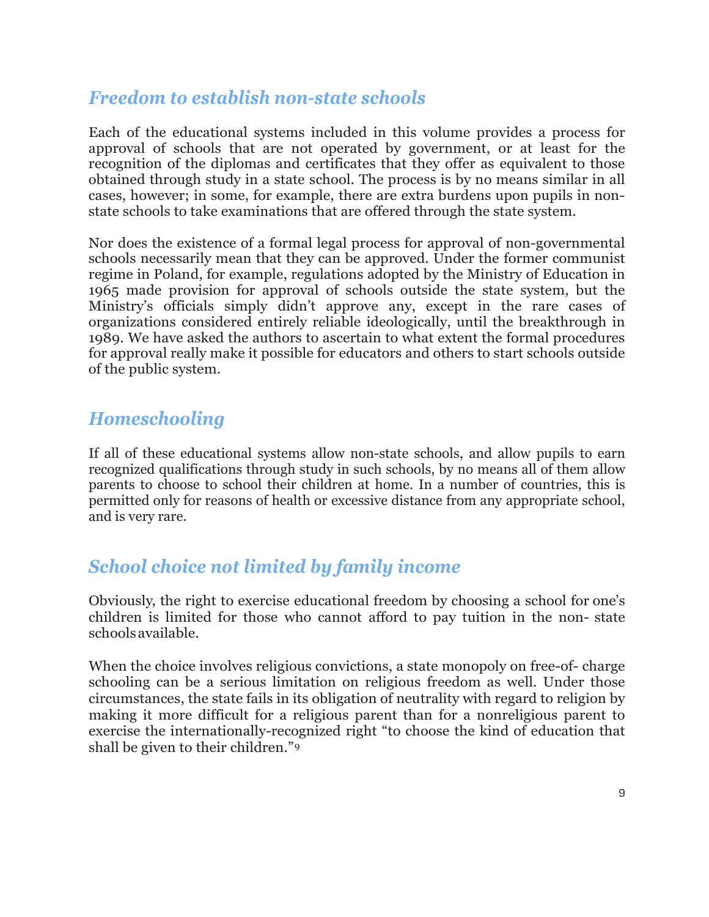## *Freedom to establish non-state schools*

Each of the educational systems included in this volume provides a process for approval of schools that are not operated by government, or at least for the recognition of the diplomas and certificates that they offer as equivalent to those obtained through study in a state school. The process is by no means similar in all cases, however; in some, for example, there are extra burdens upon pupils in non-state schools to take examinations that are offered through the state system.

Nor does the existence of a formal legal process for approval of non-governmental schools necessarily mean that they can be approved. Under the former communist regime in Poland, for example, regulations adopted by the Ministry of Education in 1965 made provision for approval of schools outside the state system, but the Ministry's officials simply didn't approve any, except in the rare cases of organizations considered entirely reliable ideologically, until the breakthrough in 1989. We have asked the authors to ascertain to what extent the formal procedures for approval really make it possible for educators and others to start schools outside of the public system.

## *Homeschooling*

If all of these educational systems allow non-state schools, and allow pupils to earn recognized qualifications through study in such schools, by no means all of them allow parents to choose to school their children at home. In a number of countries, this is permitted only for reasons of health or excessive distance from any appropriate school, and is very rare.

## *School choice not limited by family income*

Obviously, the right to exercise educational freedom by choosing a school for one's children is limited for those who cannot afford to pay tuition in the non- state schools available.

When the choice involves religious convictions, a state monopoly on free-of- charge schooling can be a serious limitation on religious freedom as well. Under those circumstances, the state fails in its obligation of neutrality with regard to religion by making it more difficult for a religious parent than for a nonreligious parent to exercise the internationally-recognized right "to choose the kind of education that shall be given to their children."[9]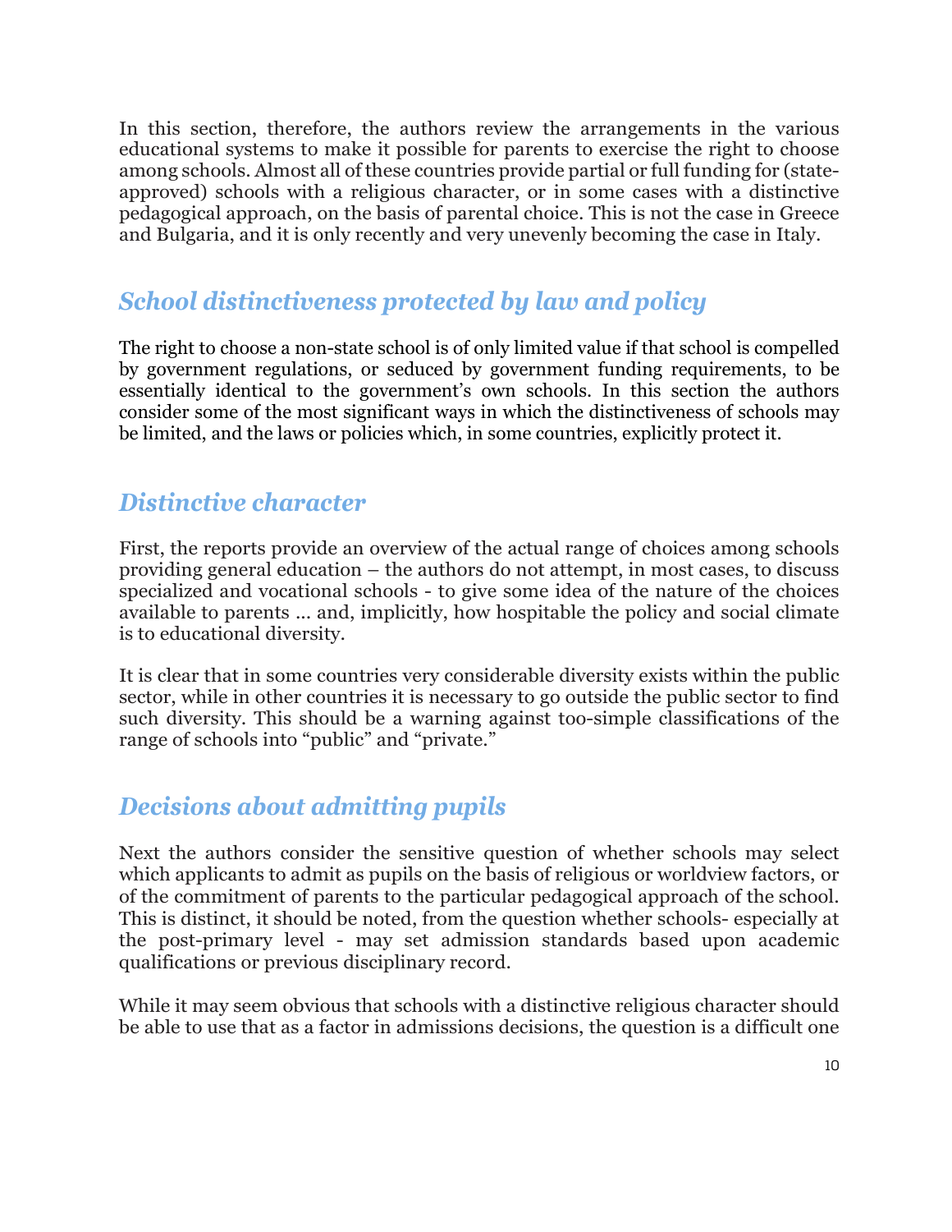In this section, therefore, the authors review the arrangements in the various educational systems to make it possible for parents to exercise the right to choose among schools. Almost all of these countries provide partial or full funding for (state-approved) schools with a religious character, or in some cases with a distinctive pedagogical approach, on the basis of parental choice. This is not the case in Greece and Bulgaria, and it is only recently and very unevenly becoming the case in Italy.

## *School distinctiveness protected by law and policy*

The right to choose a non-state school is of only limited value if that school is compelled by government regulations, or seduced by government funding requirements, to be essentially identical to the government's own schools. In this section the authors consider some of the most significant ways in which the distinctiveness of schools may be limited, and the laws or policies which, in some countries, explicitly protect it.

## *Distinctive character*

First, the reports provide an overview of the actual range of choices among schools providing general education – the authors do not attempt, in most cases, to discuss specialized and vocational schools - to give some idea of the nature of the choices available to parents ... and, implicitly, how hospitable the policy and social climate is to educational diversity.

It is clear that in some countries very considerable diversity exists within the public sector, while in other countries it is necessary to go outside the public sector to find such diversity. This should be a warning against too-simple classifications of the range of schools into "public" and "private."

## *Decisions about admitting pupils*

Next the authors consider the sensitive question of whether schools may select which applicants to admit as pupils on the basis of religious or worldview factors, or of the commitment of parents to the particular pedagogical approach of the school. This is distinct, it should be noted, from the question whether schools- especially at the post-primary level - may set admission standards based upon academic qualifications or previous disciplinary record.

While it may seem obvious that schools with a distinctive religious character should be able to use that as a factor in admissions decisions, the question is a difficult one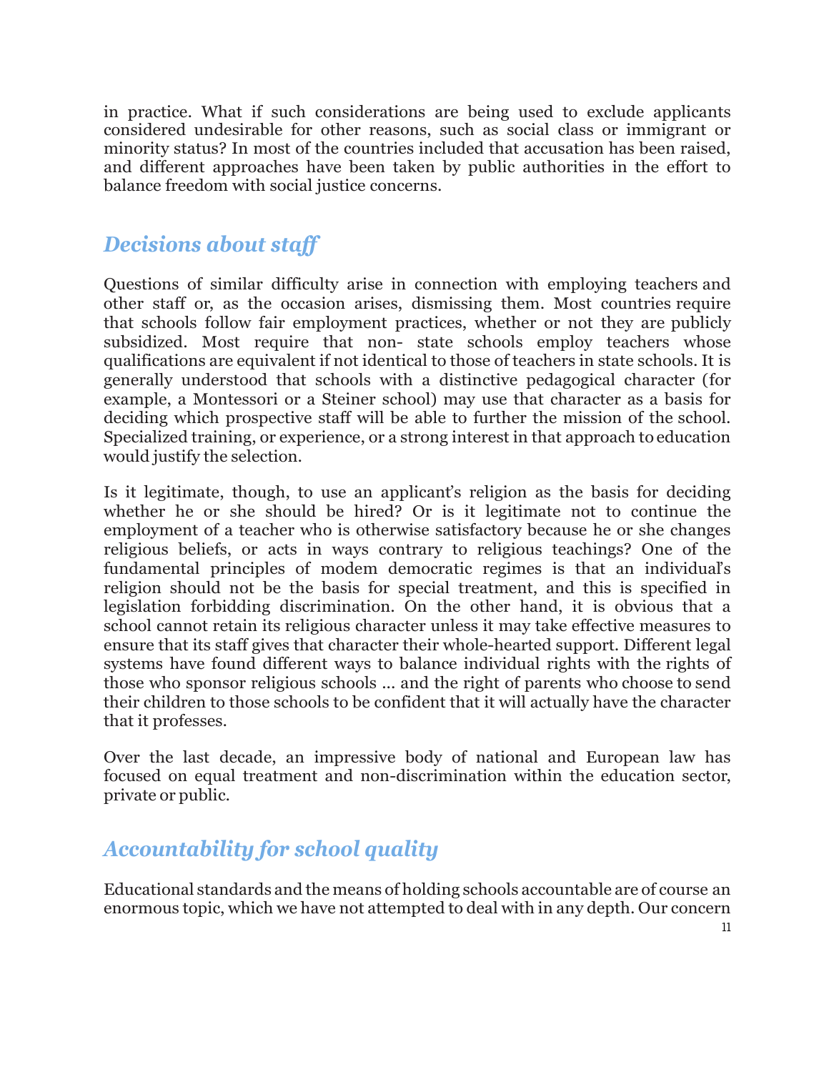in practice. What if such considerations are being used to exclude applicants considered undesirable for other reasons, such as social class or immigrant or minority status? In most of the countries included that accusation has been raised, and different approaches have been taken by public authorities in the effort to balance freedom with social justice concerns.

## *Decisions about staff*

Questions of similar difficulty arise in connection with employing teachers and other staff or, as the occasion arises, dismissing them. Most countries require that schools follow fair employment practices, whether or not they are publicly subsidized. Most require that non- state schools employ teachers whose qualifications are equivalent if not identical to those of teachers in state schools. It is generally understood that schools with a distinctive pedagogical character (for example, a Montessori or a Steiner school) may use that character as a basis for deciding which prospective staff will be able to further the mission of the school. Specialized training, or experience, or a strong interest in that approach to education would justify the selection.

Is it legitimate, though, to use an applicant's religion as the basis for deciding whether he or she should be hired? Or is it legitimate not to continue the employment of a teacher who is otherwise satisfactory because he or she changes religious beliefs, or acts in ways contrary to religious teachings? One of the fundamental principles of modem democratic regimes is that an individual's religion should not be the basis for special treatment, and this is specified in legislation forbidding discrimination. On the other hand, it is obvious that a school cannot retain its religious character unless it may take effective measures to ensure that its staff gives that character their whole-hearted support. Different legal systems have found different ways to balance individual rights with the rights of those who sponsor religious schools ... and the right of parents who choose to send their children to those schools to be confident that it will actually have the character that it professes.

Over the last decade, an impressive body of national and European law has focused on equal treatment and non-discrimination within the education sector, private or public.

## *Accountability for school quality*

Educational standards and the means of holding schools accountable are of course an enormous topic, which we have not attempted to deal with in any depth. Our concern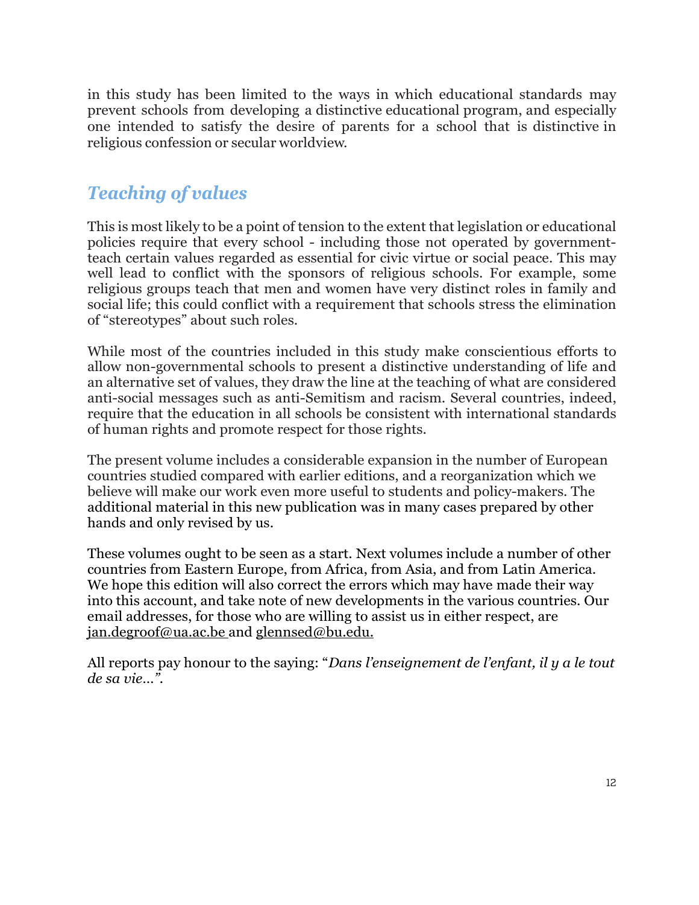in this study has been limited to the ways in which educational standards may prevent schools from developing a distinctive educational program, and especially one intended to satisfy the desire of parents for a school that is distinctive in religious confession or secular worldview.

## *Teaching of values*

This is most likely to be a point of tension to the extent that legislation or educational policies require that every school - including those not operated by government- teach certain values regarded as essential for civic virtue or social peace. This may well lead to conflict with the sponsors of religious schools. For example, some religious groups teach that men and women have very distinct roles in family and social life; this could conflict with a requirement that schools stress the elimination of "stereotypes" about such roles.

While most of the countries included in this study make conscientious efforts to allow non-governmental schools to present a distinctive understanding of life and an alternative set of values, they draw the line at the teaching of what are considered anti-social messages such as anti-Semitism and racism. Several countries, indeed, require that the education in all schools be consistent with international standards of human rights and promote respect for those rights.

The present volume includes a considerable expansion in the number of European countries studied compared with earlier editions, and a reorganization which we believe will make our work even more useful to students and policy-makers. The additional material in this new publication was in many cases prepared by other hands and only revised by us.

These volumes ought to be seen as a start. Next volumes include a number of other countries from Eastern Europe, from Africa, from Asia, and from Latin America. We hope this edition will also correct the errors which may have made their way into this account, and take note of new developments in the various countries. Our email addresses, for those who are willing to assist us in either respect, are jan.degroof@ua.ac.be and glennsed@bu.edu.

All reports pay honour to the saying: "*Dans l'enseignement de l'enfant, il y a le tout de sa vie…*".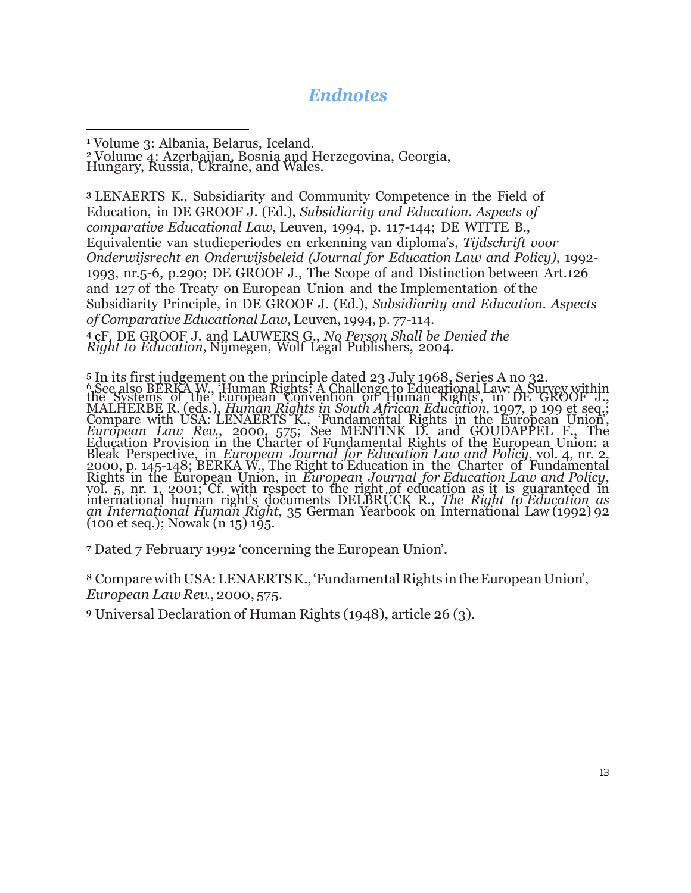# *Endnotes*

[1] Volume 3: Albania, Belarus, Iceland.

[2] Volume 4: Azerbaijan, Bosnia and Herzegovina, Georgia, Hungary, Russia, Ukraine, and Wales.

[3] LENAERTS K., Subsidiarity and Community Competence in the Field of Education, in DE GROOF J. (Ed.), *Subsidiarity and Education. Aspects of comparative Educational Law*, Leuven, 1994, p. 117-144; DE WITTE B., Equivalentie van studieperiodes en erkenning van diploma's, *Tijdschrift voor Onderwijsrecht en Onderwijsbeleid (Journal for Education Law and Policy)*, 1992-1993, nr.5-6, p.290; DE GROOF J., The Scope of and Distinction between Art.126 and 127 of the Treaty on European Union and the Implementation of the Subsidiarity Principle, in DE GROOF J. (Ed.), *Subsidiarity and Education. Aspects of Comparative Educational Law*, Leuven, 1994, p. 77-114.

[4] cF. DE GROOF J. and LAUWERS G., *No Person Shall be Denied the Right to Education*, Nijmegen, Wolf Legal Publishers, 2004.

[5] In its first judgement on the principle dated 23 July 1968, Series A no 32.

[6] See also BERKA W., 'Human Rights: A Challenge to Educational Law: A Survey within the Systems of the European Convention on Human Rights', in DE GROOF J., MALHERBE R. (eds.), *Human Rights in South African Education*, 1997, p 199 et seq.; Compare with USA: LENAERTS K., 'Fundamental Rights in the European Union', *European Law Rev.*, 2000, 575; See MENTINK D. and GOUDAPPEL F., The Education Provision in the Charter of Fundamental Rights of the European Union: a Bleak Perspective, in *European Journal for Education Law and Policy*, vol. 4, nr. 2, 2000, p. 145-148; BERKA W., The Right to Education in the Charter of Fundamental Rights in the European Union, in *European Journal for Education Law and Policy*, vol. 5, nr. 1, 2001; Cf. with respect to the right of education as it is guaranteed in international human right's documents DELBRÜCK R., *The Right to Education as an International Human Right*, 35 German Yearbook on International Law (1992) 92 (100 et seq.); Nowak (n 15) 195.

[7] Dated 7 February 1992 'concerning the European Union'.

[8] Compare with USA: LENAERTS K., 'Fundamental Rights in the European Union', *European Law Rev.*, 2000, 575.

[9] Universal Declaration of Human Rights (1948), article 26 (3).